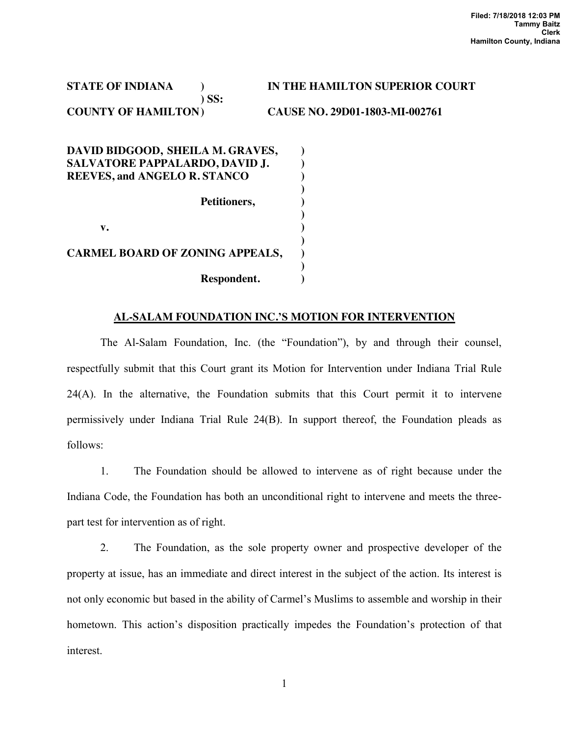Filed: 7/18/2018 12:03 PM
Tammy Baitz
Clerk
Hamilton County, Indiana

**STATE OF INDIANA ) IN THE HAMILTON SUPERIOR COURT**
**) SS:**
**COUNTY OF HAMILTON ) CAUSE NO. 29D01-1803-MI-002761**

**DAVID BIDGOOD, SHEILA M. GRAVES, )**
**SALVATORE PAPPALARDO, DAVID J. )**
**REEVES, and ANGELO R. STANCO )**
**)**
**Petitioners, )**
**)**
**v. )**
**)**
**CARMEL BOARD OF ZONING APPEALS, )**
**)**
**Respondent. )**

**<u>AL-SALAM FOUNDATION INC.'S MOTION FOR INTERVENTION</u>**

The Al-Salam Foundation, Inc. (the "Foundation"), by and through their counsel, respectfully submit that this Court grant its Motion for Intervention under Indiana Trial Rule 24(A). In the alternative, the Foundation submits that this Court permit it to intervene permissively under Indiana Trial Rule 24(B). In support thereof, the Foundation pleads as follows:

1. The Foundation should be allowed to intervene as of right because under the Indiana Code, the Foundation has both an unconditional right to intervene and meets the three-part test for intervention as of right.

2. The Foundation, as the sole property owner and prospective developer of the property at issue, has an immediate and direct interest in the subject of the action. Its interest is not only economic but based in the ability of Carmel's Muslims to assemble and worship in their hometown. This action's disposition practically impedes the Foundation's protection of that interest.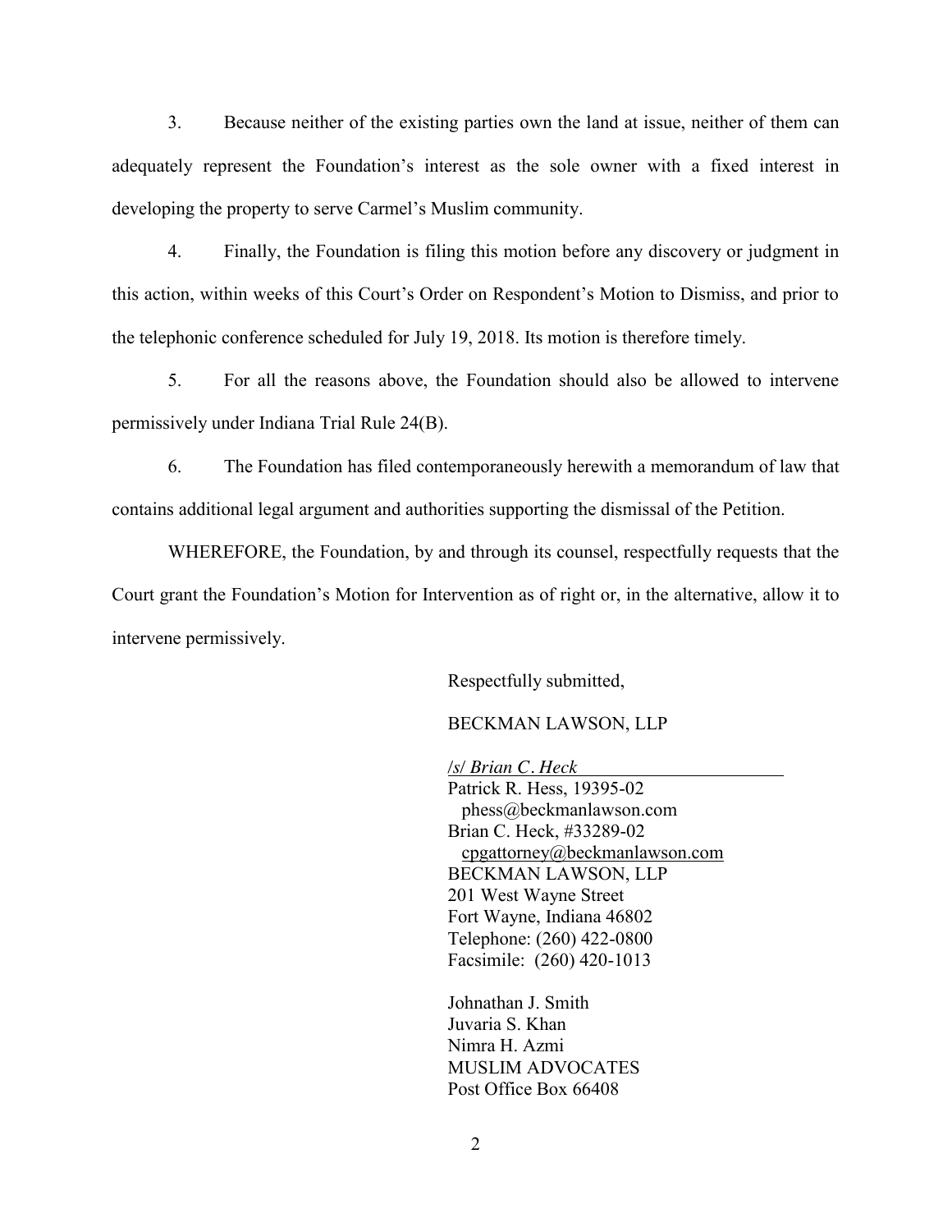3. Because neither of the existing parties own the land at issue, neither of them can adequately represent the Foundation's interest as the sole owner with a fixed interest in developing the property to serve Carmel's Muslim community.

4. Finally, the Foundation is filing this motion before any discovery or judgment in this action, within weeks of this Court's Order on Respondent's Motion to Dismiss, and prior to the telephonic conference scheduled for July 19, 2018. Its motion is therefore timely.

5. For all the reasons above, the Foundation should also be allowed to intervene permissively under Indiana Trial Rule 24(B).

6. The Foundation has filed contemporaneously herewith a memorandum of law that contains additional legal argument and authorities supporting the dismissal of the Petition.

WHEREFORE, the Foundation, by and through its counsel, respectfully requests that the Court grant the Foundation's Motion for Intervention as of right or, in the alternative, allow it to intervene permissively.

Respectfully submitted,

BECKMAN LAWSON, LLP

/s/ *Brian C. Heck*
Patrick R. Hess, 19395-02
phess@beckmanlawson.com
Brian C. Heck, #33289-02
cpgattorney@beckmanlawson.com
BECKMAN LAWSON, LLP
201 West Wayne Street
Fort Wayne, Indiana 46802
Telephone: (260) 422-0800
Facsimile: (260) 420-1013

Johnathan J. Smith
Juvaria S. Khan
Nimra H. Azmi
MUSLIM ADVOCATES
Post Office Box 66408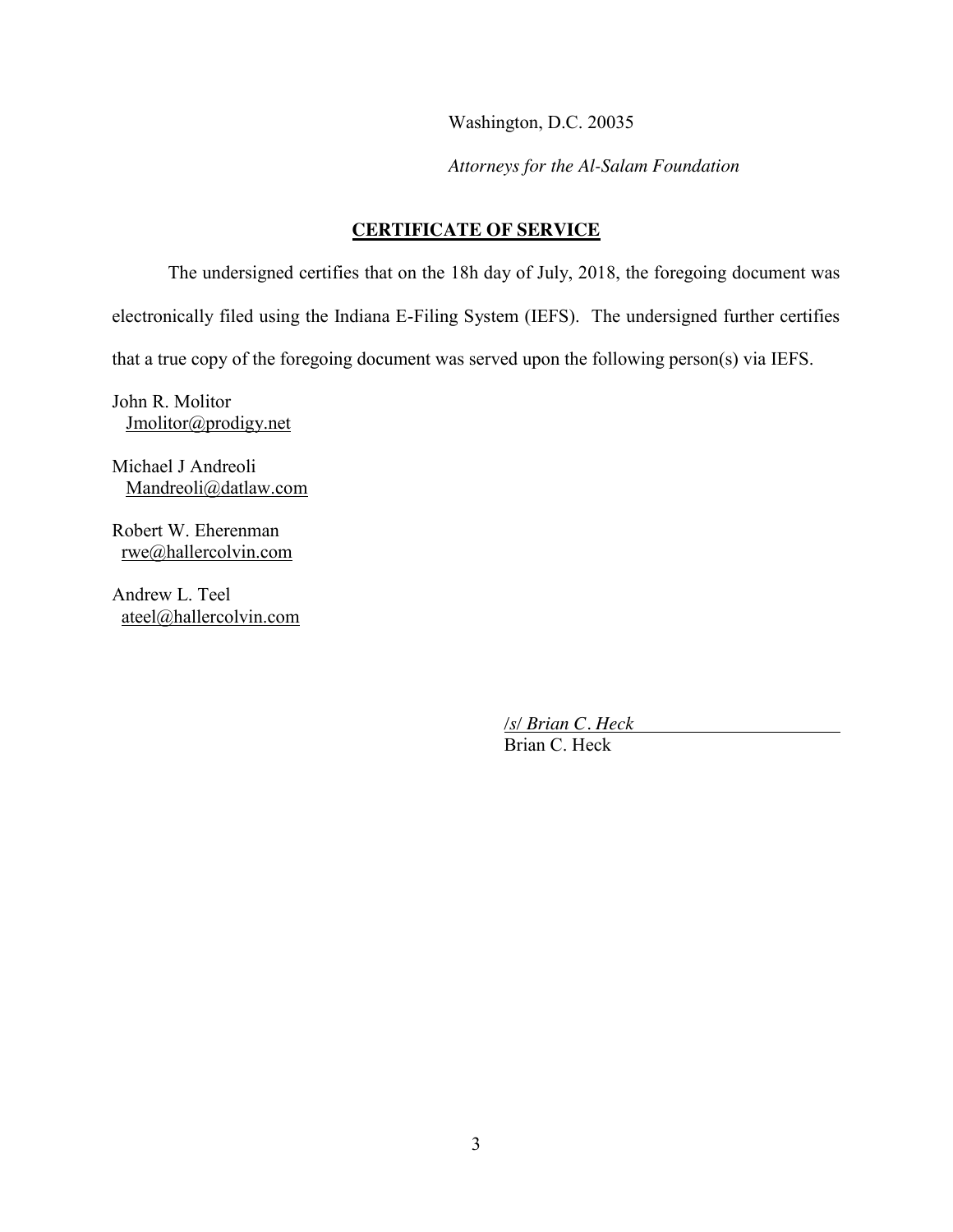Washington, D.C. 20035

*Attorneys for the Al-Salam Foundation*

## CERTIFICATE OF SERVICE

The undersigned certifies that on the 18h day of July, 2018, the foregoing document was electronically filed using the Indiana E-Filing System (IEFS). The undersigned further certifies that a true copy of the foregoing document was served upon the following person(s) via IEFS.

John R. Molitor
Jmolitor@prodigy.net

Michael J Andreoli
Mandreoli@datlaw.com

Robert W. Eherenman
rwe@hallercolvin.com

Andrew L. Teel
ateel@hallercolvin.com

/s/ *Brian C. Heck*
Brian C. Heck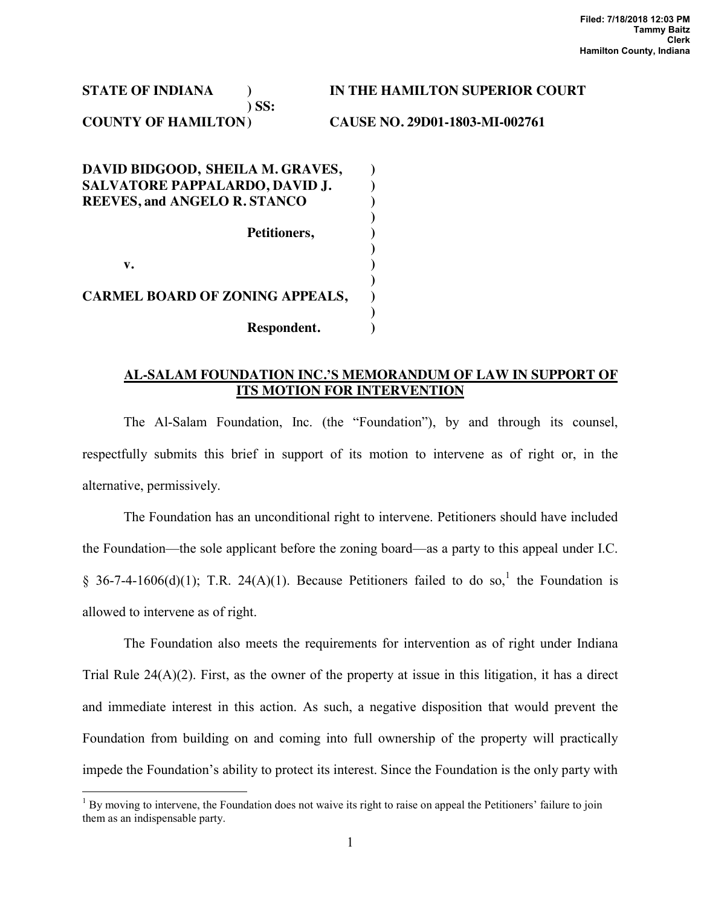Filed: 7/18/2018 12:03 PM
Tammy Baitz
Clerk
Hamilton County, Indiana

**STATE OF INDIANA ) IN THE HAMILTON SUPERIOR COURT**
**) SS:**
**COUNTY OF HAMILTON ) CAUSE NO. 29D01-1803-MI-002761**

**DAVID BIDGOOD, SHEILA M. GRAVES, SALVATORE PAPPALARDO, DAVID J. REEVES, and ANGELO R. STANCO**

**Petitioners,**

**v.**

**CARMEL BOARD OF ZONING APPEALS,**

**Respondent.**

## AL-SALAM FOUNDATION INC.'S MEMORANDUM OF LAW IN SUPPORT OF ITS MOTION FOR INTERVENTION

The Al-Salam Foundation, Inc. (the "Foundation"), by and through its counsel, respectfully submits this brief in support of its motion to intervene as of right or, in the alternative, permissively.

The Foundation has an unconditional right to intervene. Petitioners should have included the Foundation—the sole applicant before the zoning board—as a party to this appeal under I.C. § 36-7-4-1606(d)(1); T.R. 24(A)(1). Because Petitioners failed to do so,[1] the Foundation is allowed to intervene as of right.

The Foundation also meets the requirements for intervention as of right under Indiana Trial Rule 24(A)(2). First, as the owner of the property at issue in this litigation, it has a direct and immediate interest in this action. As such, a negative disposition that would prevent the Foundation from building on and coming into full ownership of the property will practically impede the Foundation's ability to protect its interest. Since the Foundation is the only party with

[1] By moving to intervene, the Foundation does not waive its right to raise on appeal the Petitioners' failure to join them as an indispensable party.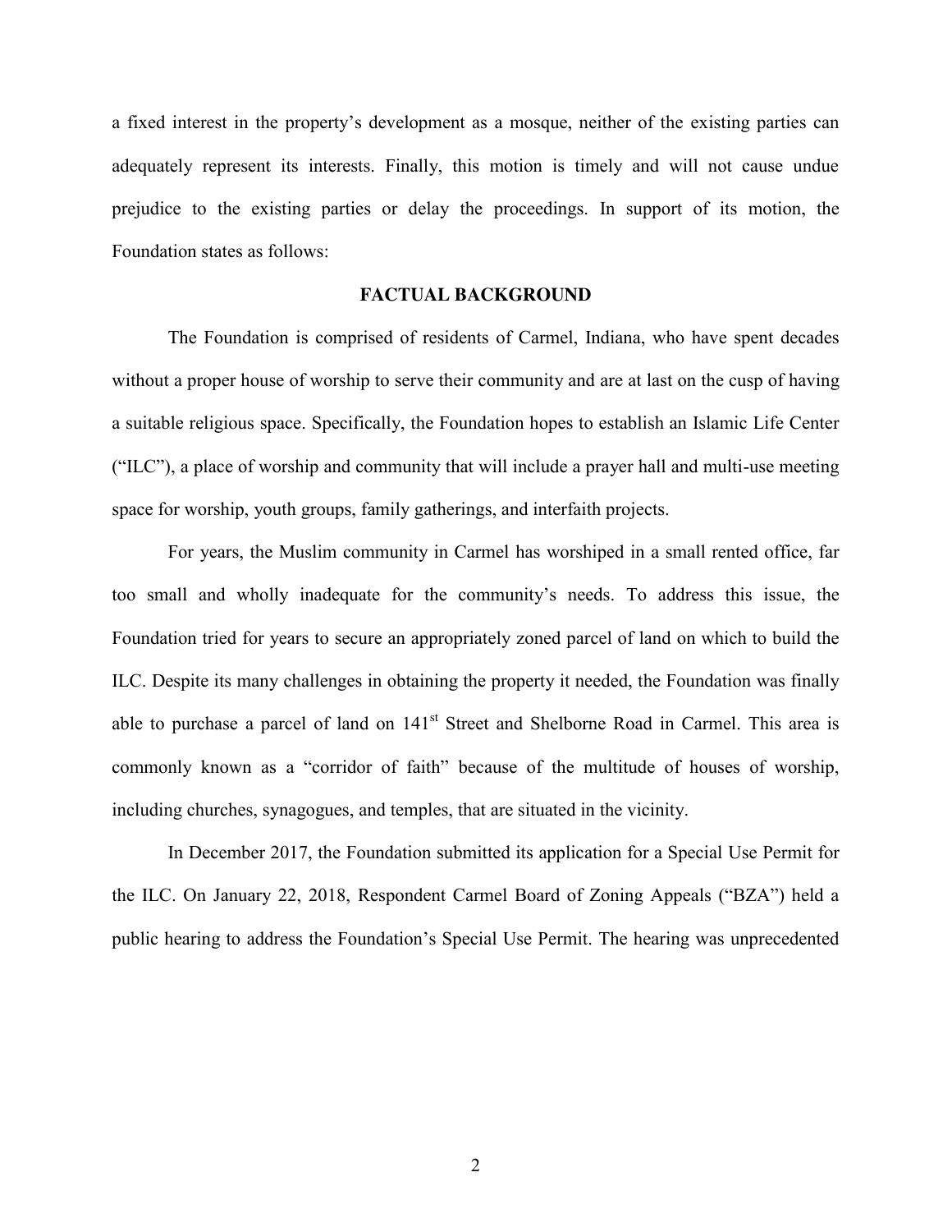a fixed interest in the property's development as a mosque, neither of the existing parties can adequately represent its interests. Finally, this motion is timely and will not cause undue prejudice to the existing parties or delay the proceedings. In support of its motion, the Foundation states as follows:

## FACTUAL BACKGROUND

The Foundation is comprised of residents of Carmel, Indiana, who have spent decades without a proper house of worship to serve their community and are at last on the cusp of having a suitable religious space. Specifically, the Foundation hopes to establish an Islamic Life Center ("ILC"), a place of worship and community that will include a prayer hall and multi-use meeting space for worship, youth groups, family gatherings, and interfaith projects.

For years, the Muslim community in Carmel has worshiped in a small rented office, far too small and wholly inadequate for the community's needs. To address this issue, the Foundation tried for years to secure an appropriately zoned parcel of land on which to build the ILC. Despite its many challenges in obtaining the property it needed, the Foundation was finally able to purchase a parcel of land on 141st Street and Shelborne Road in Carmel. This area is commonly known as a "corridor of faith" because of the multitude of houses of worship, including churches, synagogues, and temples, that are situated in the vicinity.

In December 2017, the Foundation submitted its application for a Special Use Permit for the ILC. On January 22, 2018, Respondent Carmel Board of Zoning Appeals ("BZA") held a public hearing to address the Foundation's Special Use Permit. The hearing was unprecedented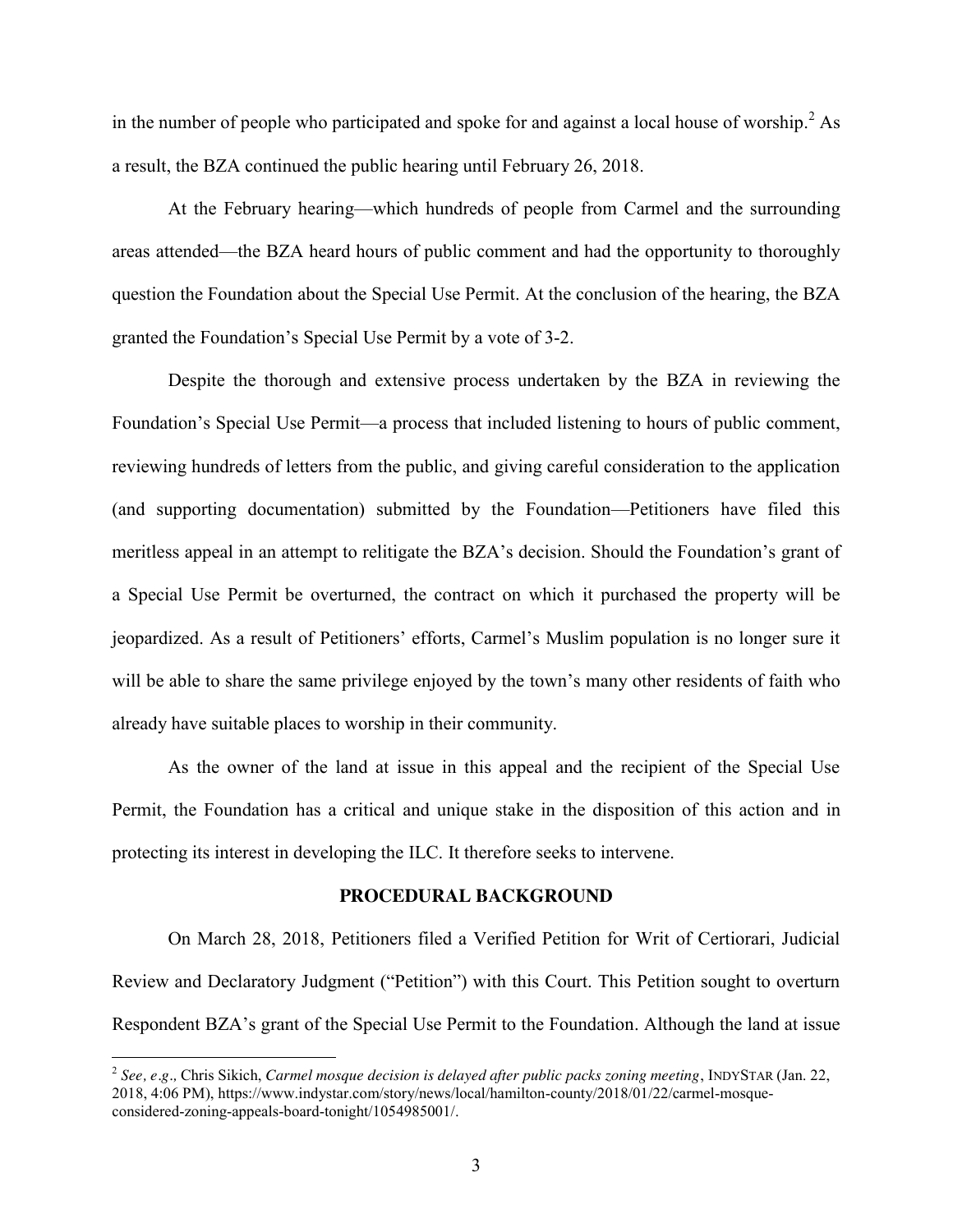in the number of people who participated and spoke for and against a local house of worship.[2] As a result, the BZA continued the public hearing until February 26, 2018.

At the February hearing—which hundreds of people from Carmel and the surrounding areas attended—the BZA heard hours of public comment and had the opportunity to thoroughly question the Foundation about the Special Use Permit. At the conclusion of the hearing, the BZA granted the Foundation's Special Use Permit by a vote of 3-2.

Despite the thorough and extensive process undertaken by the BZA in reviewing the Foundation's Special Use Permit—a process that included listening to hours of public comment, reviewing hundreds of letters from the public, and giving careful consideration to the application (and supporting documentation) submitted by the Foundation—Petitioners have filed this meritless appeal in an attempt to relitigate the BZA's decision. Should the Foundation's grant of a Special Use Permit be overturned, the contract on which it purchased the property will be jeopardized. As a result of Petitioners' efforts, Carmel's Muslim population is no longer sure it will be able to share the same privilege enjoyed by the town's many other residents of faith who already have suitable places to worship in their community.

As the owner of the land at issue in this appeal and the recipient of the Special Use Permit, the Foundation has a critical and unique stake in the disposition of this action and in protecting its interest in developing the ILC. It therefore seeks to intervene.

## PROCEDURAL BACKGROUND

On March 28, 2018, Petitioners filed a Verified Petition for Writ of Certiorari, Judicial Review and Declaratory Judgment ("Petition") with this Court. This Petition sought to overturn Respondent BZA's grant of the Special Use Permit to the Foundation. Although the land at issue

---

[2] *See, e.g.,* Chris Sikich, *Carmel mosque decision is delayed after public packs zoning meeting*, INDYSTAR (Jan. 22, 2018, 4:06 PM), https://www.indystar.com/story/news/local/hamilton-county/2018/01/22/carmel-mosque-considered-zoning-appeals-board-tonight/1054985001/.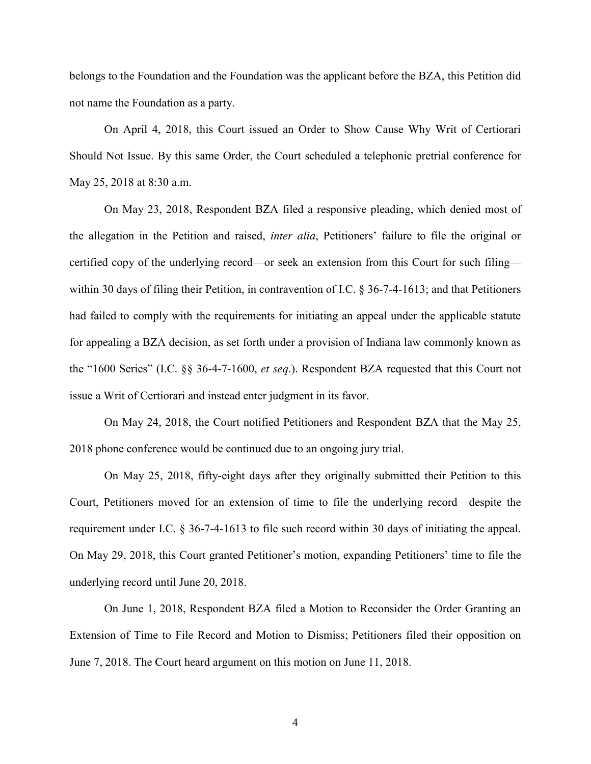belongs to the Foundation and the Foundation was the applicant before the BZA, this Petition did not name the Foundation as a party.

On April 4, 2018, this Court issued an Order to Show Cause Why Writ of Certiorari Should Not Issue. By this same Order, the Court scheduled a telephonic pretrial conference for May 25, 2018 at 8:30 a.m.

On May 23, 2018, Respondent BZA filed a responsive pleading, which denied most of the allegation in the Petition and raised, *inter alia*, Petitioners' failure to file the original or certified copy of the underlying record—or seek an extension from this Court for such filing—within 30 days of filing their Petition, in contravention of I.C. § 36-7-4-1613; and that Petitioners had failed to comply with the requirements for initiating an appeal under the applicable statute for appealing a BZA decision, as set forth under a provision of Indiana law commonly known as the "1600 Series" (I.C. §§ 36-4-7-1600, *et seq*.). Respondent BZA requested that this Court not issue a Writ of Certiorari and instead enter judgment in its favor.

On May 24, 2018, the Court notified Petitioners and Respondent BZA that the May 25, 2018 phone conference would be continued due to an ongoing jury trial.

On May 25, 2018, fifty-eight days after they originally submitted their Petition to this Court, Petitioners moved for an extension of time to file the underlying record—despite the requirement under I.C. § 36-7-4-1613 to file such record within 30 days of initiating the appeal. On May 29, 2018, this Court granted Petitioner's motion, expanding Petitioners' time to file the underlying record until June 20, 2018.

On June 1, 2018, Respondent BZA filed a Motion to Reconsider the Order Granting an Extension of Time to File Record and Motion to Dismiss; Petitioners filed their opposition on June 7, 2018. The Court heard argument on this motion on June 11, 2018.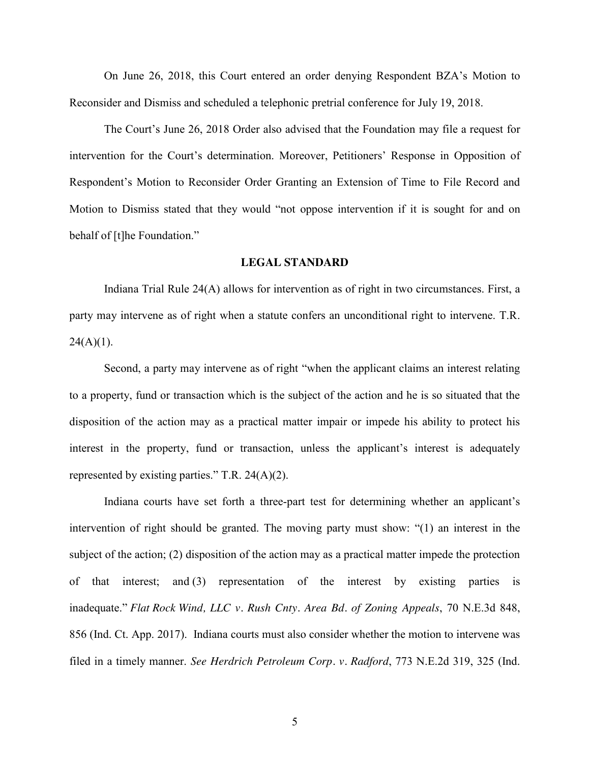On June 26, 2018, this Court entered an order denying Respondent BZA's Motion to Reconsider and Dismiss and scheduled a telephonic pretrial conference for July 19, 2018.

The Court's June 26, 2018 Order also advised that the Foundation may file a request for intervention for the Court's determination. Moreover, Petitioners' Response in Opposition of Respondent's Motion to Reconsider Order Granting an Extension of Time to File Record and Motion to Dismiss stated that they would "not oppose intervention if it is sought for and on behalf of [t]he Foundation."

## LEGAL STANDARD

Indiana Trial Rule 24(A) allows for intervention as of right in two circumstances. First, a party may intervene as of right when a statute confers an unconditional right to intervene. T.R. 24(A)(1).

Second, a party may intervene as of right "when the applicant claims an interest relating to a property, fund or transaction which is the subject of the action and he is so situated that the disposition of the action may as a practical matter impair or impede his ability to protect his interest in the property, fund or transaction, unless the applicant's interest is adequately represented by existing parties." T.R. 24(A)(2).

Indiana courts have set forth a three-part test for determining whether an applicant's intervention of right should be granted. The moving party must show: "(1) an interest in the subject of the action; (2) disposition of the action may as a practical matter impede the protection of that interest; and (3) representation of the interest by existing parties is inadequate." *Flat Rock Wind, LLC v. Rush Cnty. Area Bd. of Zoning Appeals*, 70 N.E.3d 848, 856 (Ind. Ct. App. 2017). Indiana courts must also consider whether the motion to intervene was filed in a timely manner. *See Herdrich Petroleum Corp. v. Radford*, 773 N.E.2d 319, 325 (Ind.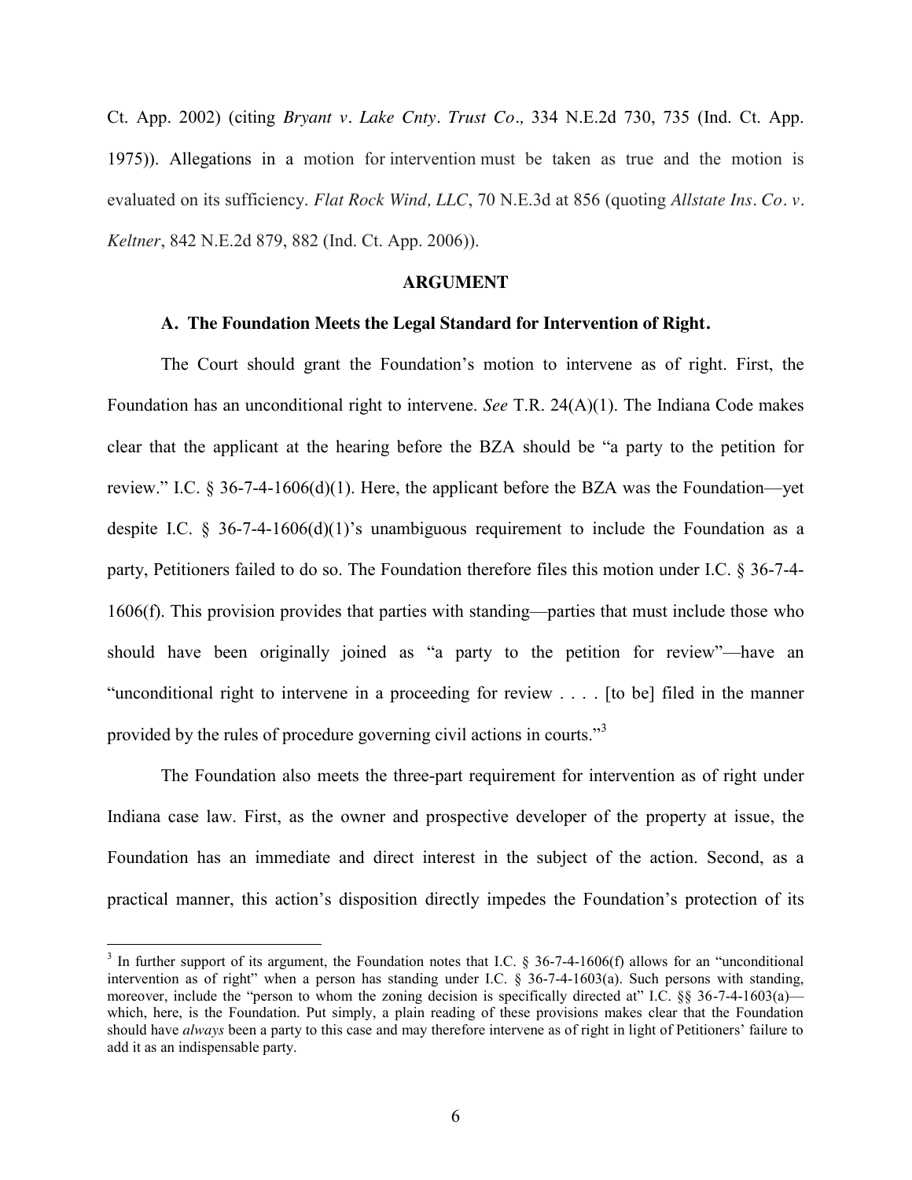Ct. App. 2002) (citing *Bryant v. Lake Cnty. Trust Co.,* 334 N.E.2d 730, 735 (Ind. Ct. App. 1975)). Allegations in a motion for intervention must be taken as true and the motion is evaluated on its sufficiency. *Flat Rock Wind, LLC*, 70 N.E.3d at 856 (quoting *Allstate Ins. Co. v. Keltner*, 842 N.E.2d 879, 882 (Ind. Ct. App. 2006)).

## ARGUMENT

### A. The Foundation Meets the Legal Standard for Intervention of Right.

The Court should grant the Foundation's motion to intervene as of right. First, the Foundation has an unconditional right to intervene. *See* T.R. 24(A)(1). The Indiana Code makes clear that the applicant at the hearing before the BZA should be "a party to the petition for review." I.C. § 36-7-4-1606(d)(1). Here, the applicant before the BZA was the Foundation—yet despite I.C. § 36-7-4-1606(d)(1)'s unambiguous requirement to include the Foundation as a party, Petitioners failed to do so. The Foundation therefore files this motion under I.C. § 36-7-4-1606(f). This provision provides that parties with standing—parties that must include those who should have been originally joined as "a party to the petition for review"—have an "unconditional right to intervene in a proceeding for review . . . . [to be] filed in the manner provided by the rules of procedure governing civil actions in courts."[3]

The Foundation also meets the three-part requirement for intervention as of right under Indiana case law. First, as the owner and prospective developer of the property at issue, the Foundation has an immediate and direct interest in the subject of the action. Second, as a practical manner, this action's disposition directly impedes the Foundation's protection of its

---

[3] In further support of its argument, the Foundation notes that I.C. § 36-7-4-1606(f) allows for an "unconditional intervention as of right" when a person has standing under I.C. § 36-7-4-1603(a). Such persons with standing, moreover, include the "person to whom the zoning decision is specifically directed at" I.C. §§ 36-7-4-1603(a)—which, here, is the Foundation. Put simply, a plain reading of these provisions makes clear that the Foundation should have *always* been a party to this case and may therefore intervene as of right in light of Petitioners' failure to add it as an indispensable party.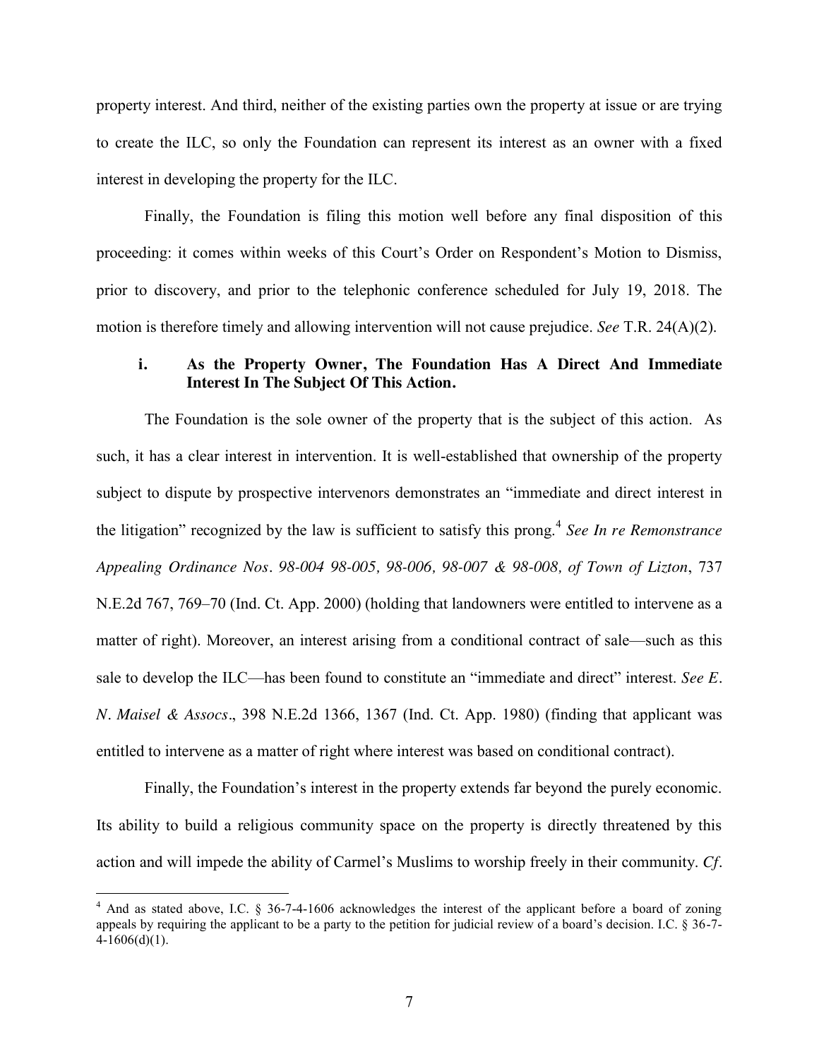property interest. And third, neither of the existing parties own the property at issue or are trying to create the ILC, so only the Foundation can represent its interest as an owner with a fixed interest in developing the property for the ILC.

Finally, the Foundation is filing this motion well before any final disposition of this proceeding: it comes within weeks of this Court's Order on Respondent's Motion to Dismiss, prior to discovery, and prior to the telephonic conference scheduled for July 19, 2018. The motion is therefore timely and allowing intervention will not cause prejudice. *See* T.R. 24(A)(2).

### i. As the Property Owner, The Foundation Has A Direct And Immediate Interest In The Subject Of This Action.

The Foundation is the sole owner of the property that is the subject of this action. As such, it has a clear interest in intervention. It is well-established that ownership of the property subject to dispute by prospective intervenors demonstrates an "immediate and direct interest in the litigation" recognized by the law is sufficient to satisfy this prong.[4] *See In re Remonstrance Appealing Ordinance Nos. 98-004 98-005, 98-006, 98-007 & 98-008, of Town of Lizton*, 737 N.E.2d 767, 769–70 (Ind. Ct. App. 2000) (holding that landowners were entitled to intervene as a matter of right). Moreover, an interest arising from a conditional contract of sale—such as this sale to develop the ILC—has been found to constitute an "immediate and direct" interest. *See E. N. Maisel & Assocs*., 398 N.E.2d 1366, 1367 (Ind. Ct. App. 1980) (finding that applicant was entitled to intervene as a matter of right where interest was based on conditional contract).

Finally, the Foundation's interest in the property extends far beyond the purely economic. Its ability to build a religious community space on the property is directly threatened by this action and will impede the ability of Carmel's Muslims to worship freely in their community. *Cf*.

---

[4] And as stated above, I.C. § 36-7-4-1606 acknowledges the interest of the applicant before a board of zoning appeals by requiring the applicant to be a party to the petition for judicial review of a board's decision. I.C. § 36-7-4-1606(d)(1).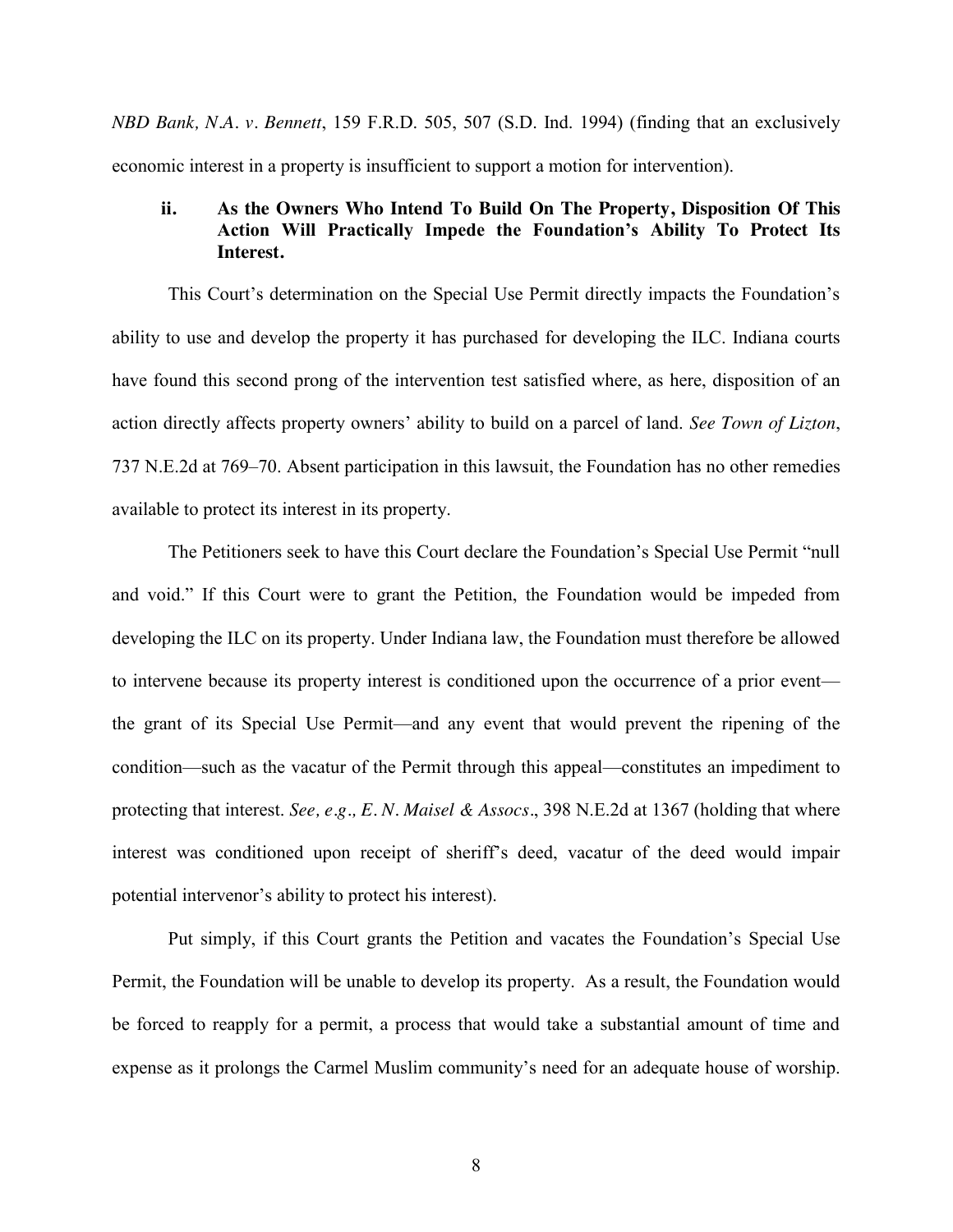*NBD Bank, N.A. v. Bennett*, 159 F.R.D. 505, 507 (S.D. Ind. 1994) (finding that an exclusively economic interest in a property is insufficient to support a motion for intervention).

### ii. As the Owners Who Intend To Build On The Property, Disposition Of This Action Will Practically Impede the Foundation's Ability To Protect Its Interest.

This Court's determination on the Special Use Permit directly impacts the Foundation's ability to use and develop the property it has purchased for developing the ILC. Indiana courts have found this second prong of the intervention test satisfied where, as here, disposition of an action directly affects property owners' ability to build on a parcel of land. *See Town of Lizton*, 737 N.E.2d at 769–70. Absent participation in this lawsuit, the Foundation has no other remedies available to protect its interest in its property.

The Petitioners seek to have this Court declare the Foundation's Special Use Permit "null and void." If this Court were to grant the Petition, the Foundation would be impeded from developing the ILC on its property. Under Indiana law, the Foundation must therefore be allowed to intervene because its property interest is conditioned upon the occurrence of a prior event—the grant of its Special Use Permit—and any event that would prevent the ripening of the condition—such as the vacatur of the Permit through this appeal—constitutes an impediment to protecting that interest. *See, e.g., E. N. Maisel & Assocs*., 398 N.E.2d at 1367 (holding that where interest was conditioned upon receipt of sheriff's deed, vacatur of the deed would impair potential intervenor's ability to protect his interest).

Put simply, if this Court grants the Petition and vacates the Foundation's Special Use Permit, the Foundation will be unable to develop its property. As a result, the Foundation would be forced to reapply for a permit, a process that would take a substantial amount of time and expense as it prolongs the Carmel Muslim community's need for an adequate house of worship.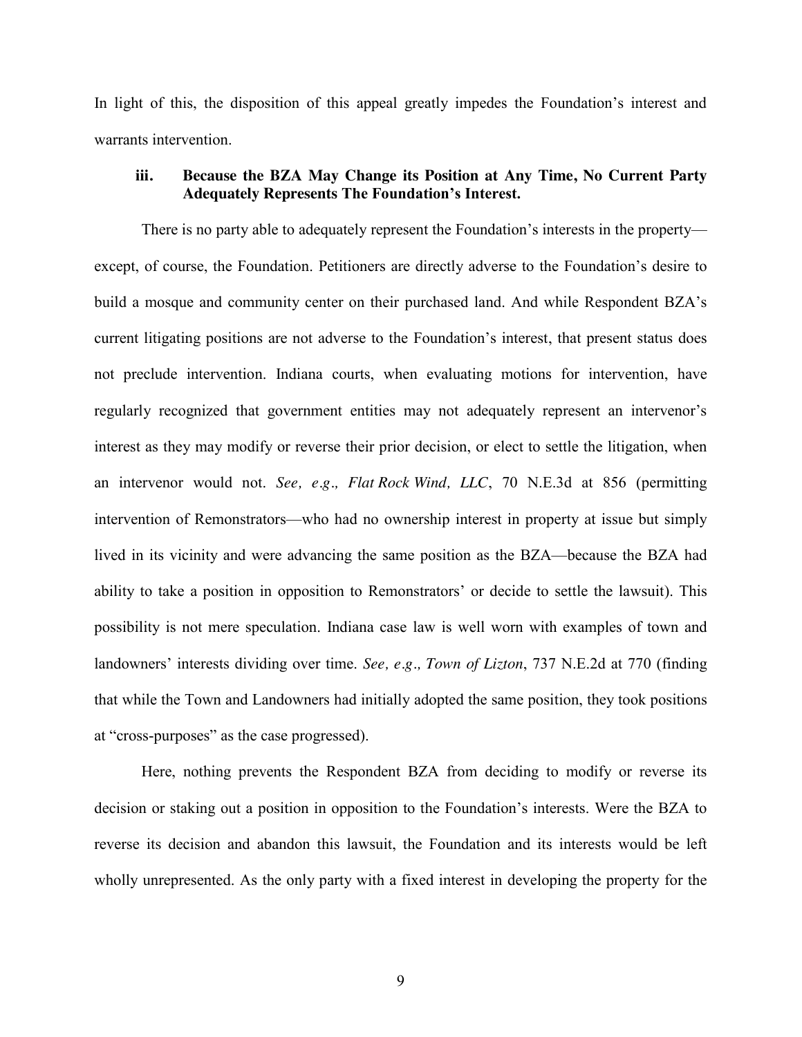In light of this, the disposition of this appeal greatly impedes the Foundation's interest and warrants intervention.

### iii. Because the BZA May Change its Position at Any Time, No Current Party Adequately Represents The Foundation's Interest.

There is no party able to adequately represent the Foundation's interests in the property—except, of course, the Foundation. Petitioners are directly adverse to the Foundation's desire to build a mosque and community center on their purchased land. And while Respondent BZA's current litigating positions are not adverse to the Foundation's interest, that present status does not preclude intervention. Indiana courts, when evaluating motions for intervention, have regularly recognized that government entities may not adequately represent an intervenor's interest as they may modify or reverse their prior decision, or elect to settle the litigation, when an intervenor would not. *See, e.g., Flat Rock Wind, LLC*, 70 N.E.3d at 856 (permitting intervention of Remonstrators—who had no ownership interest in property at issue but simply lived in its vicinity and were advancing the same position as the BZA—because the BZA had ability to take a position in opposition to Remonstrators' or decide to settle the lawsuit). This possibility is not mere speculation. Indiana case law is well worn with examples of town and landowners' interests dividing over time. *See, e.g., Town of Lizton*, 737 N.E.2d at 770 (finding that while the Town and Landowners had initially adopted the same position, they took positions at "cross-purposes" as the case progressed).

Here, nothing prevents the Respondent BZA from deciding to modify or reverse its decision or staking out a position in opposition to the Foundation's interests. Were the BZA to reverse its decision and abandon this lawsuit, the Foundation and its interests would be left wholly unrepresented. As the only party with a fixed interest in developing the property for the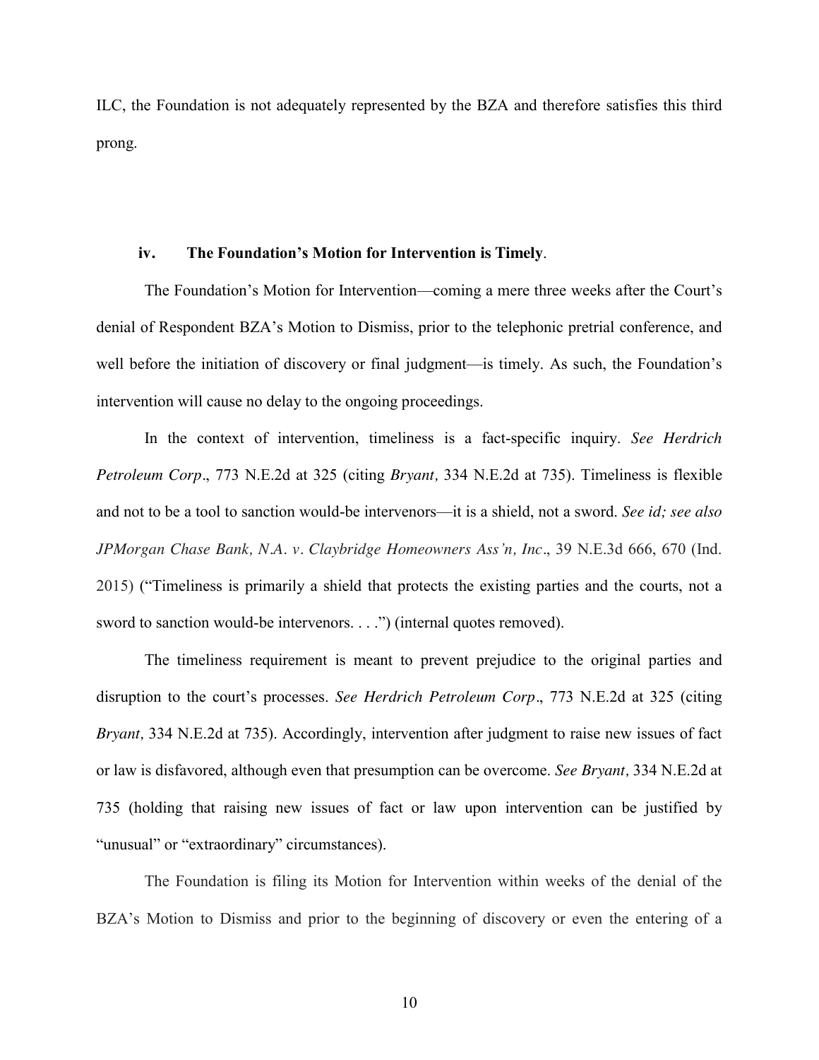ILC, the Foundation is not adequately represented by the BZA and therefore satisfies this third prong.

### **iv. The Foundation's Motion for Intervention is Timely**.

The Foundation's Motion for Intervention—coming a mere three weeks after the Court's denial of Respondent BZA's Motion to Dismiss, prior to the telephonic pretrial conference, and well before the initiation of discovery or final judgment—is timely. As such, the Foundation's intervention will cause no delay to the ongoing proceedings.

In the context of intervention, timeliness is a fact-specific inquiry. *See Herdrich Petroleum Corp*., 773 N.E.2d at 325 (citing *Bryant,* 334 N.E.2d at 735). Timeliness is flexible and not to be a tool to sanction would-be intervenors—it is a shield, not a sword. *See id; see also JPMorgan Chase Bank, N.A. v. Claybridge Homeowners Ass'n, Inc*., 39 N.E.3d 666, 670 (Ind. 2015) ("Timeliness is primarily a shield that protects the existing parties and the courts, not a sword to sanction would-be intervenors. . . .") (internal quotes removed).

The timeliness requirement is meant to prevent prejudice to the original parties and disruption to the court's processes. *See Herdrich Petroleum Corp*., 773 N.E.2d at 325 (citing *Bryant,* 334 N.E.2d at 735). Accordingly, intervention after judgment to raise new issues of fact or law is disfavored, although even that presumption can be overcome. *See Bryant,* 334 N.E.2d at 735 (holding that raising new issues of fact or law upon intervention can be justified by "unusual" or "extraordinary" circumstances).

The Foundation is filing its Motion for Intervention within weeks of the denial of the BZA's Motion to Dismiss and prior to the beginning of discovery or even the entering of a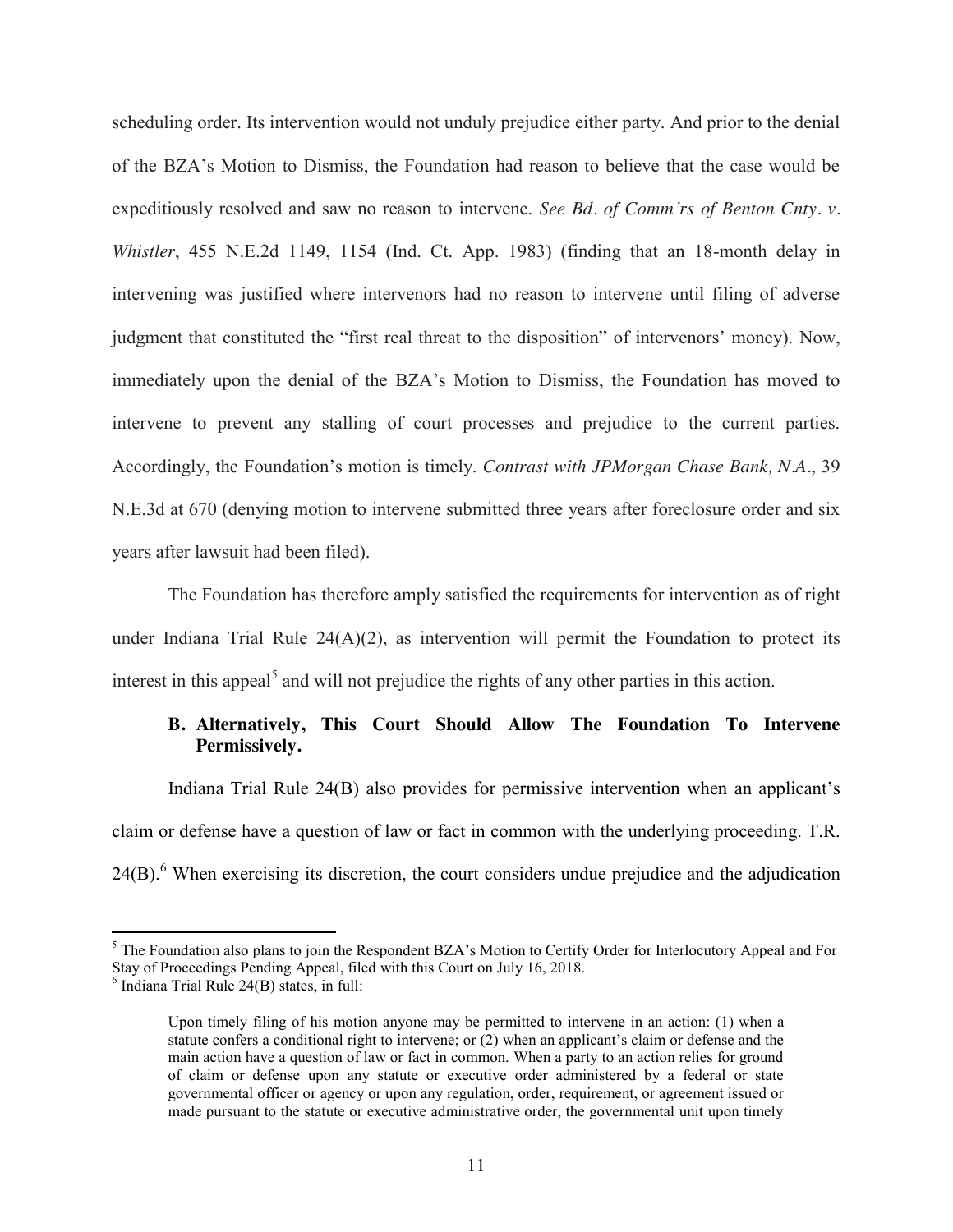scheduling order. Its intervention would not unduly prejudice either party. And prior to the denial of the BZA's Motion to Dismiss, the Foundation had reason to believe that the case would be expeditiously resolved and saw no reason to intervene. *See Bd. of Comm'rs of Benton Cnty. v. Whistler*, 455 N.E.2d 1149, 1154 (Ind. Ct. App. 1983) (finding that an 18-month delay in intervening was justified where intervenors had no reason to intervene until filing of adverse judgment that constituted the "first real threat to the disposition" of intervenors' money). Now, immediately upon the denial of the BZA's Motion to Dismiss, the Foundation has moved to intervene to prevent any stalling of court processes and prejudice to the current parties. Accordingly, the Foundation's motion is timely. *Contrast with JPMorgan Chase Bank, N.A.*, 39 N.E.3d at 670 (denying motion to intervene submitted three years after foreclosure order and six years after lawsuit had been filed).

The Foundation has therefore amply satisfied the requirements for intervention as of right under Indiana Trial Rule 24(A)(2), as intervention will permit the Foundation to protect its interest in this appeal[5] and will not prejudice the rights of any other parties in this action.

### B. Alternatively, This Court Should Allow The Foundation To Intervene Permissively.

Indiana Trial Rule 24(B) also provides for permissive intervention when an applicant's claim or defense have a question of law or fact in common with the underlying proceeding. T.R. 24(B).[6] When exercising its discretion, the court considers undue prejudice and the adjudication

---

[5] The Foundation also plans to join the Respondent BZA's Motion to Certify Order for Interlocutory Appeal and For Stay of Proceedings Pending Appeal, filed with this Court on July 16, 2018.

[6] Indiana Trial Rule 24(B) states, in full:

> Upon timely filing of his motion anyone may be permitted to intervene in an action: (1) when a statute confers a conditional right to intervene; or (2) when an applicant's claim or defense and the main action have a question of law or fact in common. When a party to an action relies for ground of claim or defense upon any statute or executive order administered by a federal or state governmental officer or agency or upon any regulation, order, requirement, or agreement issued or made pursuant to the statute or executive administrative order, the governmental unit upon timely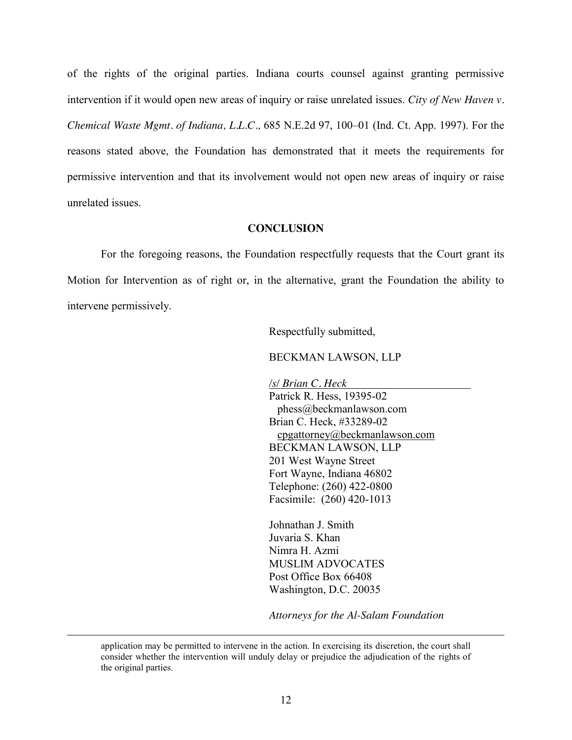of the rights of the original parties. Indiana courts counsel against granting permissive intervention if it would open new areas of inquiry or raise unrelated issues. *City of New Haven v. Chemical Waste Mgmt. of Indiana, L.L.C.*, 685 N.E.2d 97, 100–01 (Ind. Ct. App. 1997). For the reasons stated above, the Foundation has demonstrated that it meets the requirements for permissive intervention and that its involvement would not open new areas of inquiry or raise unrelated issues.

## CONCLUSION

For the foregoing reasons, the Foundation respectfully requests that the Court grant its Motion for Intervention as of right or, in the alternative, grant the Foundation the ability to intervene permissively.

Respectfully submitted,

BECKMAN LAWSON, LLP

/s/ *Brian C. Heck*
Patrick R. Hess, 19395-02
phess@beckmanlawson.com
Brian C. Heck, #33289-02
cpgattorney@beckmanlawson.com
BECKMAN LAWSON, LLP
201 West Wayne Street
Fort Wayne, Indiana 46802
Telephone: (260) 422-0800
Facsimile: (260) 420-1013

Johnathan J. Smith
Juvaria S. Khan
Nimra H. Azmi
MUSLIM ADVOCATES
Post Office Box 66408
Washington, D.C. 20035

*Attorneys for the Al-Salam Foundation*

---

application may be permitted to intervene in the action. In exercising its discretion, the court shall consider whether the intervention will unduly delay or prejudice the adjudication of the rights of the original parties.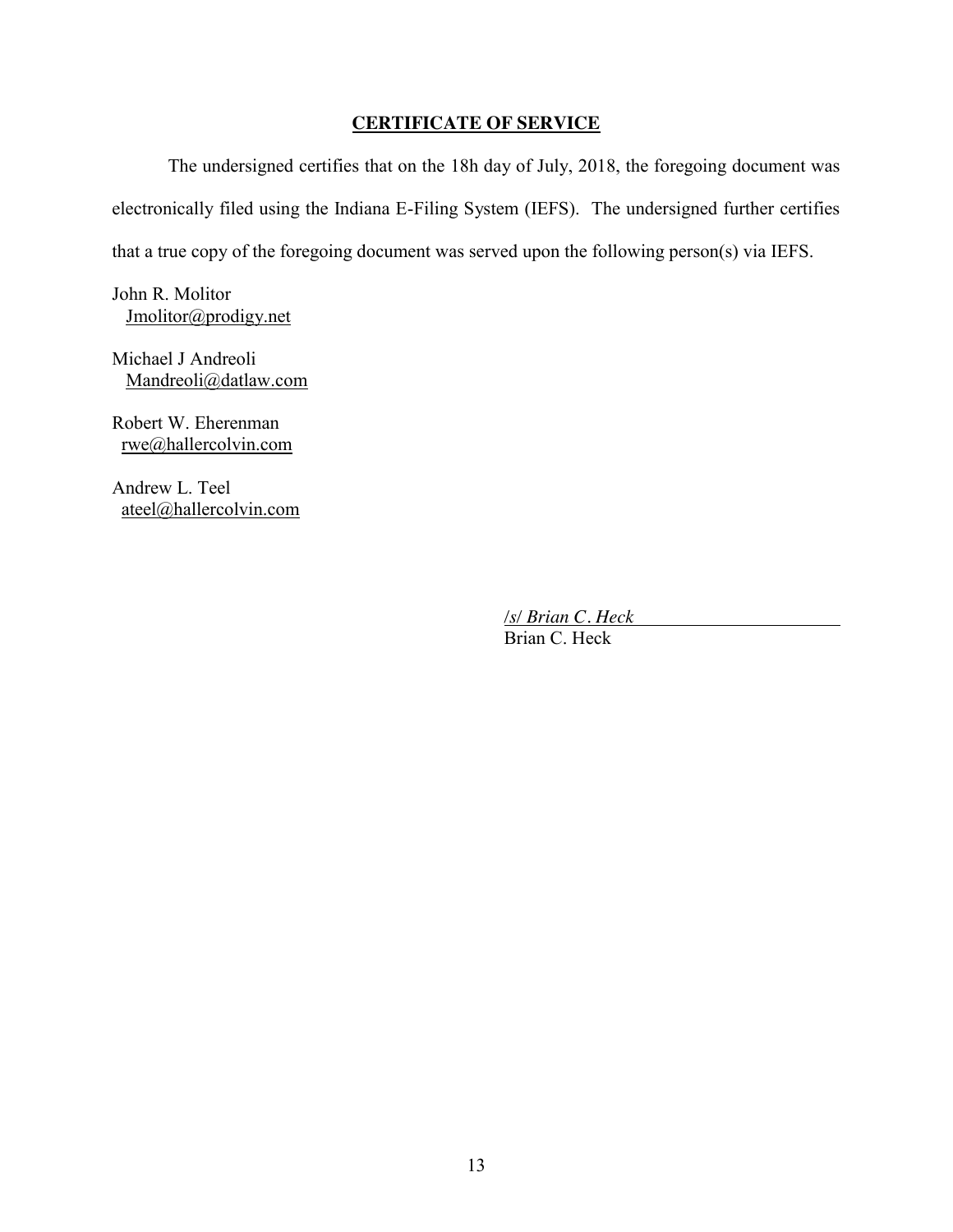## CERTIFICATE OF SERVICE

The undersigned certifies that on the 18h day of July, 2018, the foregoing document was electronically filed using the Indiana E-Filing System (IEFS). The undersigned further certifies that a true copy of the foregoing document was served upon the following person(s) via IEFS.

John R. Molitor
Jmolitor@prodigy.net

Michael J Andreoli
Mandreoli@datlaw.com

Robert W. Eherenman
rwe@hallercolvin.com

Andrew L. Teel
ateel@hallercolvin.com

/s/ *Brian C. Heck*
Brian C. Heck